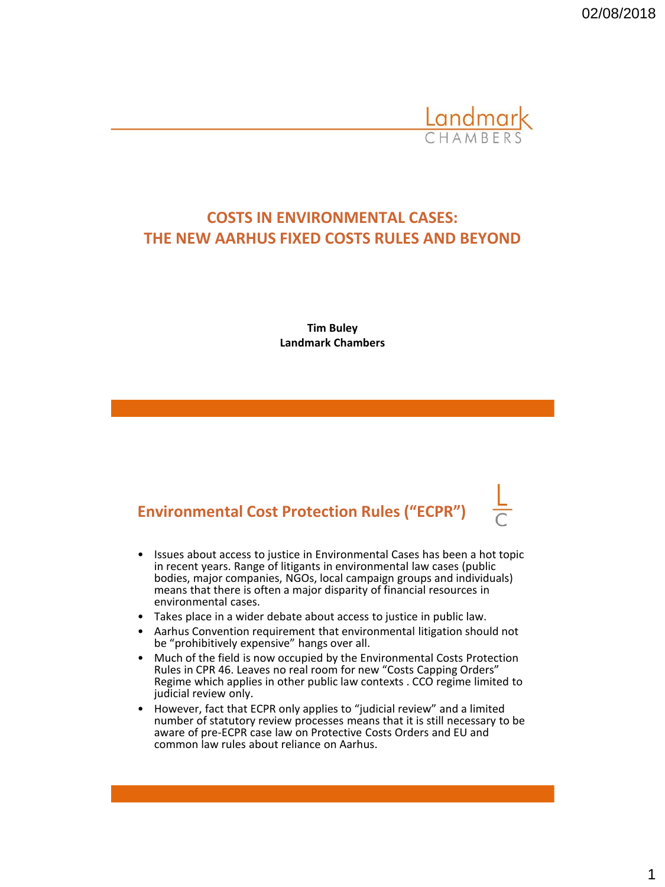# COSTS IN ENVIRONMENTAL CASES: THE NEW AARHUS FIXED COSTS RULES AND BEYOND

**Tim Buley**
**Landmark Chambers**

## Environmental Cost Protection Rules ("ECPR")

- Issues about access to justice in Environmental Cases has been a hot topic in recent years. Range of litigants in environmental law cases (public bodies, major companies, NGOs, local campaign groups and individuals) means that there is often a major disparity of financial resources in environmental cases.
- Takes place in a wider debate about access to justice in public law.
- Aarhus Convention requirement that environmental litigation should not be "prohibitively expensive" hangs over all.
- Much of the field is now occupied by the Environmental Costs Protection Rules in CPR 46. Leaves no real room for new "Costs Capping Orders" Regime which applies in other public law contexts . CCO regime limited to judicial review only.
- However, fact that ECPR only applies to "judicial review" and a limited number of statutory review processes means that it is still necessary to be aware of pre-ECPR case law on Protective Costs Orders and EU and common law rules about reliance on Aarhus.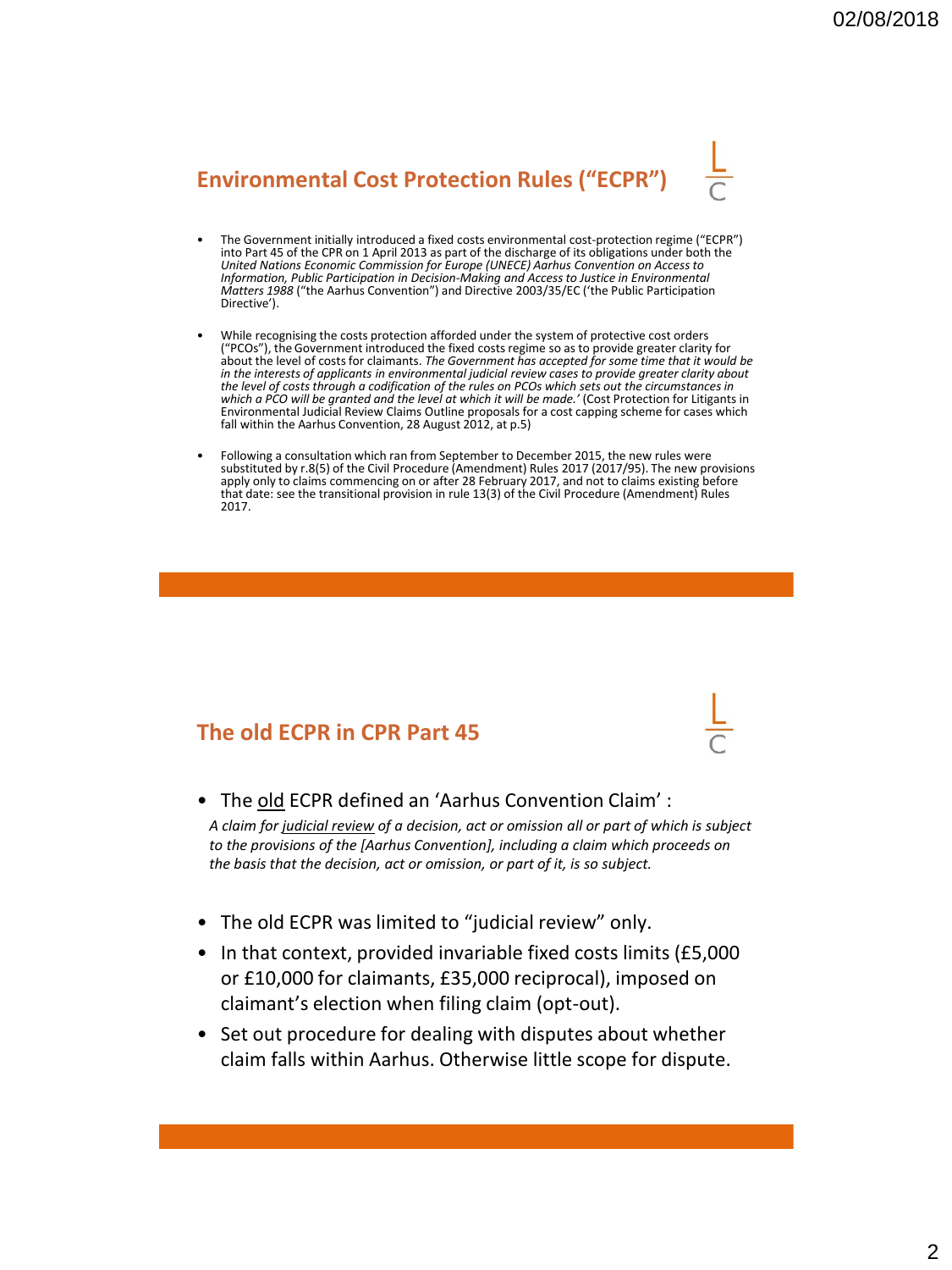## Environmental Cost Protection Rules ("ECPR")

- The Government initially introduced a fixed costs environmental cost-protection regime ("ECPR") into Part 45 of the CPR on 1 April 2013 as part of the discharge of its obligations under both the *United Nations Economic Commission for Europe (UNECE) Aarhus Convention on Access to Information, Public Participation in Decision-Making and Access to Justice in Environmental Matters 1988* ("the Aarhus Convention") and Directive 2003/35/EC ('the Public Participation Directive').
- While recognising the costs protection afforded under the system of protective cost orders ("PCOs"), the Government introduced the fixed costs regime so as to provide greater clarity for about the level of costs for claimants. *The Government has accepted for some time that it would be in the interests of applicants in environmental judicial review cases to provide greater clarity about the level of costs through a codification of the rules on PCOs which sets out the circumstances in which a PCO will be granted and the level at which it will be made.'* (Cost Protection for Litigants in Environmental Judicial Review Claims Outline proposals for a cost capping scheme for cases which fall within the Aarhus Convention, 28 August 2012, at p.5)
- Following a consultation which ran from September to December 2015, the new rules were substituted by r.8(5) of the Civil Procedure (Amendment) Rules 2017 (2017/95). The new provisions apply only to claims commencing on or after 28 February 2017, and not to claims existing before that date: see the transitional provision in rule 13(3) of the Civil Procedure (Amendment) Rules 2017.

## The old ECPR in CPR Part 45

- The <u>old</u> ECPR defined an 'Aarhus Convention Claim' :

  *A claim for <u>judicial review</u> of a decision, act or omission all or part of which is subject to the provisions of the [Aarhus Convention], including a claim which proceeds on the basis that the decision, act or omission, or part of it, is so subject.*

- The old ECPR was limited to "judicial review" only.
- In that context, provided invariable fixed costs limits (£5,000 or £10,000 for claimants, £35,000 reciprocal), imposed on claimant's election when filing claim (opt-out).
- Set out procedure for dealing with disputes about whether claim falls within Aarhus. Otherwise little scope for dispute.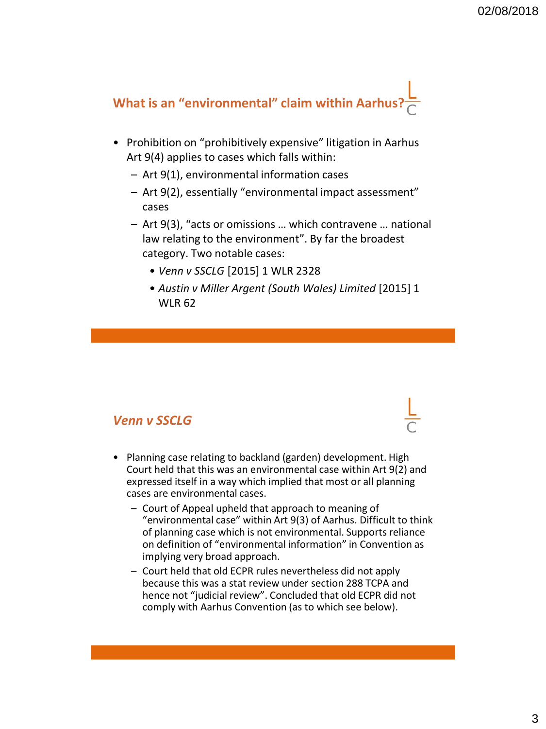## What is an “environmental” claim within Aarhus?

- Prohibition on “prohibitively expensive” litigation in Aarhus Art 9(4) applies to cases which falls within:
  - Art 9(1), environmental information cases
  - Art 9(2), essentially “environmental impact assessment” cases
  - Art 9(3), “acts or omissions … which contravene … national law relating to the environment”. By far the broadest category. Two notable cases:
    - *Venn v SSCLG* [2015] 1 WLR 2328
    - *Austin v Miller Argent (South Wales) Limited* [2015] 1 WLR 62

## *Venn v SSCLG*

- Planning case relating to backland (garden) development. High Court held that this was an environmental case within Art 9(2) and expressed itself in a way which implied that most or all planning cases are environmental cases.
  - Court of Appeal upheld that approach to meaning of “environmental case” within Art 9(3) of Aarhus. Difficult to think of planning case which is not environmental. Supports reliance on definition of “environmental information” in Convention as implying very broad approach.
  - Court held that old ECPR rules nevertheless did not apply because this was a stat review under section 288 TCPA and hence not “judicial review”. Concluded that old ECPR did not comply with Aarhus Convention (as to which see below).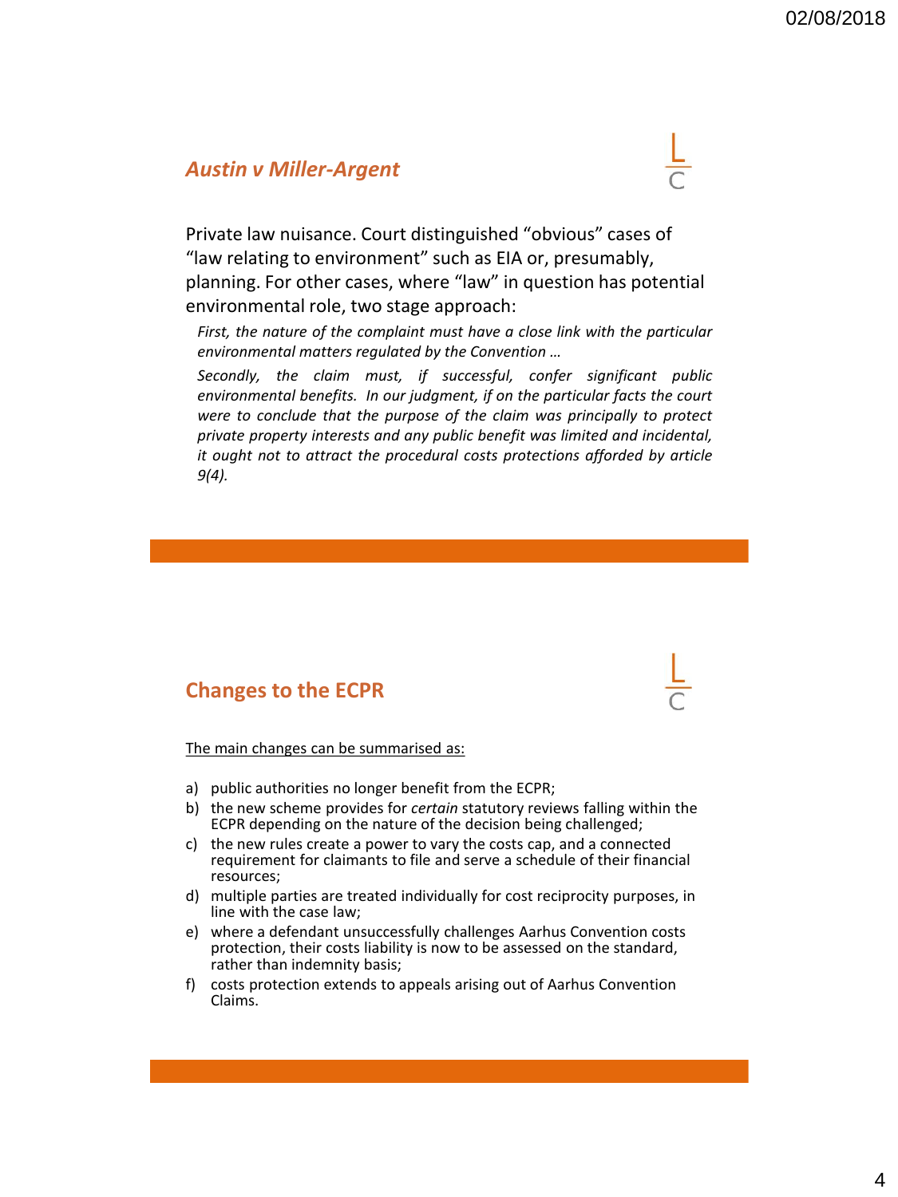## *Austin v Miller-Argent*

Private law nuisance. Court distinguished "obvious" cases of "law relating to environment" such as EIA or, presumably, planning. For other cases, where "law" in question has potential environmental role, two stage approach:

> *First, the nature of the complaint must have a close link with the particular environmental matters regulated by the Convention …*
>
> *Secondly, the claim must, if successful, confer significant public environmental benefits. In our judgment, if on the particular facts the court were to conclude that the purpose of the claim was principally to protect private property interests and any public benefit was limited and incidental, it ought not to attract the procedural costs protections afforded by article 9(4).*

## Changes to the ECPR

The main changes can be summarised as:

a) public authorities no longer benefit from the ECPR;
b) the new scheme provides for *certain* statutory reviews falling within the ECPR depending on the nature of the decision being challenged;
c) the new rules create a power to vary the costs cap, and a connected requirement for claimants to file and serve a schedule of their financial resources;
d) multiple parties are treated individually for cost reciprocity purposes, in line with the case law;
e) where a defendant unsuccessfully challenges Aarhus Convention costs protection, their costs liability is now to be assessed on the standard, rather than indemnity basis;
f) costs protection extends to appeals arising out of Aarhus Convention Claims.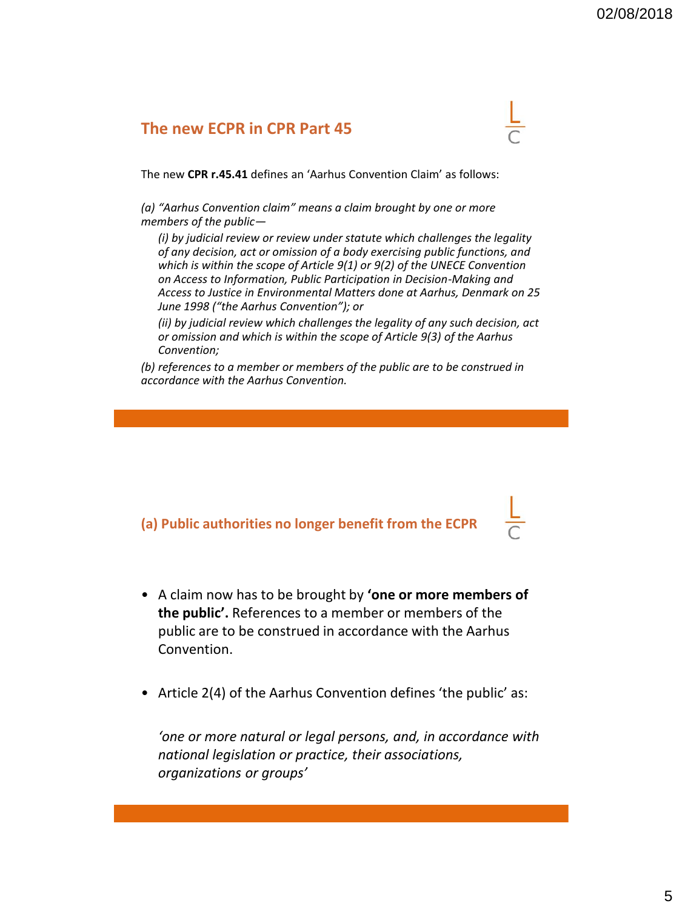## The new ECPR in CPR Part 45

The new **CPR r.45.41** defines an 'Aarhus Convention Claim' as follows:

*(a) "Aarhus Convention claim" means a claim brought by one or more members of the public—*

> *(i) by judicial review or review under statute which challenges the legality of any decision, act or omission of a body exercising public functions, and which is within the scope of Article 9(1) or 9(2) of the UNECE Convention on Access to Information, Public Participation in Decision-Making and Access to Justice in Environmental Matters done at Aarhus, Denmark on 25 June 1998 ("the Aarhus Convention"); or*
>
> *(ii) by judicial review which challenges the legality of any such decision, act or omission and which is within the scope of Article 9(3) of the Aarhus Convention;*

*(b) references to a member or members of the public are to be construed in accordance with the Aarhus Convention.*

## (a) Public authorities no longer benefit from the ECPR

- A claim now has to be brought by **'one or more members of the public'.** References to a member or members of the public are to be construed in accordance with the Aarhus Convention.
- Article 2(4) of the Aarhus Convention defines 'the public' as:

  *'one or more natural or legal persons, and, in accordance with national legislation or practice, their associations, organizations or groups'*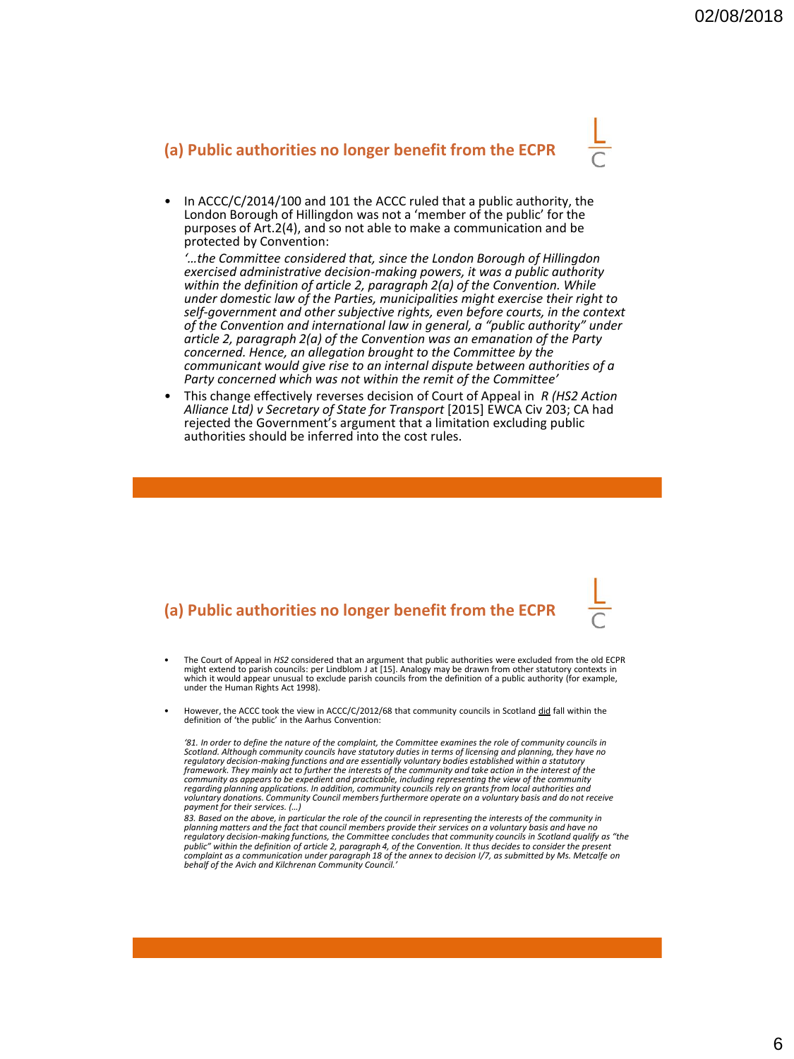## (a) Public authorities no longer benefit from the ECPR

- In ACCC/C/2014/100 and 101 the ACCC ruled that a public authority, the London Borough of Hillingdon was not a 'member of the public' for the purposes of Art.2(4), and so not able to make a communication and be protected by Convention:

  *'…the Committee considered that, since the London Borough of Hillingdon exercised administrative decision-making powers, it was a public authority within the definition of article 2, paragraph 2(a) of the Convention. While under domestic law of the Parties, municipalities might exercise their right to self-government and other subjective rights, even before courts, in the context of the Convention and international law in general, a "public authority" under article 2, paragraph 2(a) of the Convention was an emanation of the Party concerned. Hence, an allegation brought to the Committee by the communicant would give rise to an internal dispute between authorities of a Party concerned which was not within the remit of the Committee'*

- This change effectively reverses decision of Court of Appeal in *R (HS2 Action Alliance Ltd) v Secretary of State for Transport* [2015] EWCA Civ 203; CA had rejected the Government's argument that a limitation excluding public authorities should be inferred into the cost rules.

## (a) Public authorities no longer benefit from the ECPR

- The Court of Appeal in *HS2* considered that an argument that public authorities were excluded from the old ECPR might extend to parish councils: per Lindblom J at [15]. Analogy may be drawn from other statutory contexts in which it would appear unusual to exclude parish councils from the definition of a public authority (for example, under the Human Rights Act 1998).

- However, the ACCC took the view in ACCC/C/2012/68 that community councils in Scotland did fall within the definition of 'the public' in the Aarhus Convention:

  *'81. In order to define the nature of the complaint, the Committee examines the role of community councils in Scotland. Although community councils have statutory duties in terms of licensing and planning, they have no regulatory decision-making functions and are essentially voluntary bodies established within a statutory framework. They mainly act to further the interests of the community and take action in the interest of the community as appears to be expedient and practicable, including representing the view of the community regarding planning applications. In addition, community councils rely on grants from local authorities and voluntary donations. Community Council members furthermore operate on a voluntary basis and do not receive payment for their services. (…)*

  *83. Based on the above, in particular the role of the council in representing the interests of the community in planning matters and the fact that council members provide their services on a voluntary basis and have no regulatory decision-making functions, the Committee concludes that community councils in Scotland qualify as "the public" within the definition of article 2, paragraph 4, of the Convention. It thus decides to consider the present complaint as a communication under paragraph 18 of the annex to decision I/7, as submitted by Ms. Metcalfe on behalf of the Avich and Kilchrenan Community Council.'*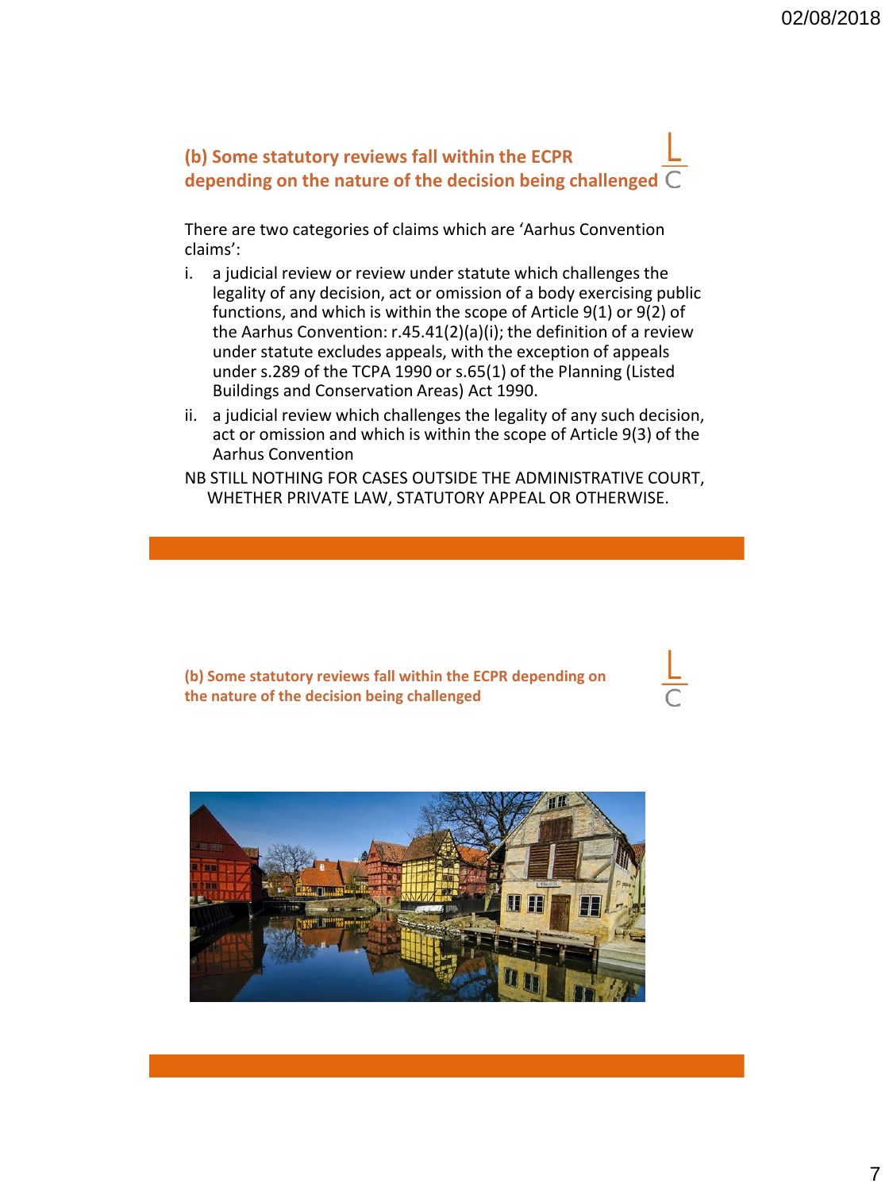## (b) Some statutory reviews fall within the ECPR depending on the nature of the decision being challenged

There are two categories of claims which are 'Aarhus Convention claims':

i. a judicial review or review under statute which challenges the legality of any decision, act or omission of a body exercising public functions, and which is within the scope of Article 9(1) or 9(2) of the Aarhus Convention: r.45.41(2)(a)(i); the definition of a review under statute excludes appeals, with the exception of appeals under s.289 of the TCPA 1990 or s.65(1) of the Planning (Listed Buildings and Conservation Areas) Act 1990.

ii. a judicial review which challenges the legality of any such decision, act or omission and which is within the scope of Article 9(3) of the Aarhus Convention

NB STILL NOTHING FOR CASES OUTSIDE THE ADMINISTRATIVE COURT, WHETHER PRIVATE LAW, STATUTORY APPEAL OR OTHERWISE.

## (b) Some statutory reviews fall within the ECPR depending on the nature of the decision being challenged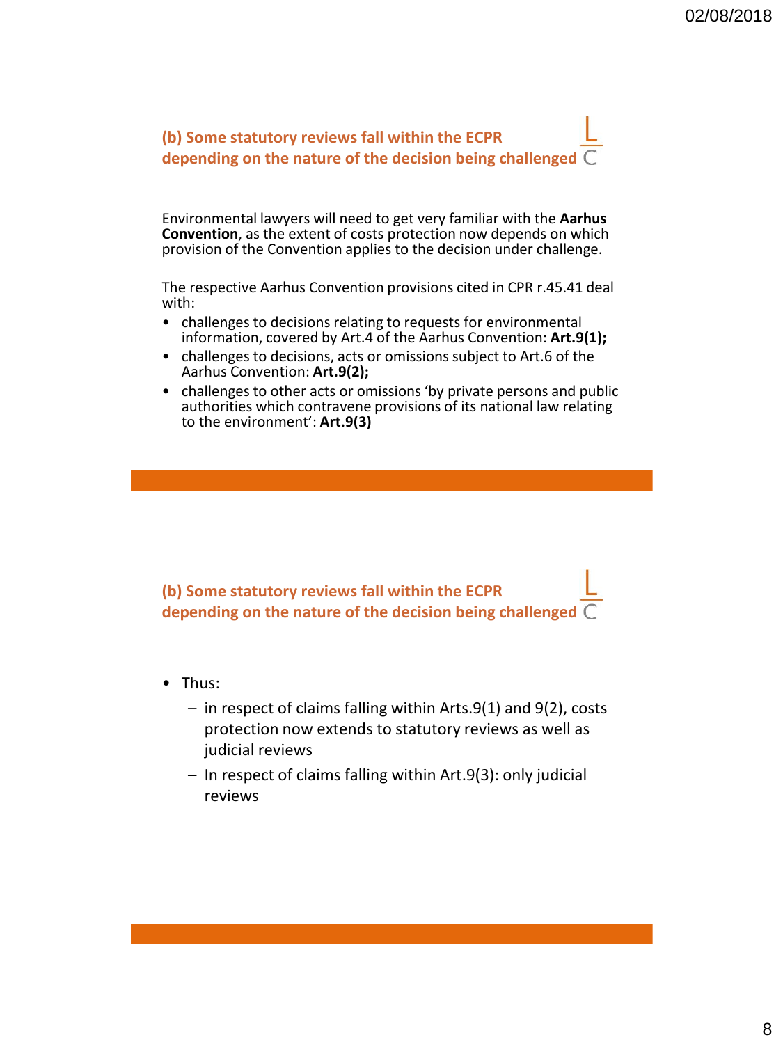## (b) Some statutory reviews fall within the ECPR depending on the nature of the decision being challenged

Environmental lawyers will need to get very familiar with the **Aarhus Convention**, as the extent of costs protection now depends on which provision of the Convention applies to the decision under challenge.

The respective Aarhus Convention provisions cited in CPR r.45.41 deal with:

- challenges to decisions relating to requests for environmental information, covered by Art.4 of the Aarhus Convention: **Art.9(1);**
- challenges to decisions, acts or omissions subject to Art.6 of the Aarhus Convention: **Art.9(2);**
- challenges to other acts or omissions 'by private persons and public authorities which contravene provisions of its national law relating to the environment': **Art.9(3)**

## (b) Some statutory reviews fall within the ECPR depending on the nature of the decision being challenged

- Thus:
  - in respect of claims falling within Arts.9(1) and 9(2), costs protection now extends to statutory reviews as well as judicial reviews
  - In respect of claims falling within Art.9(3): only judicial reviews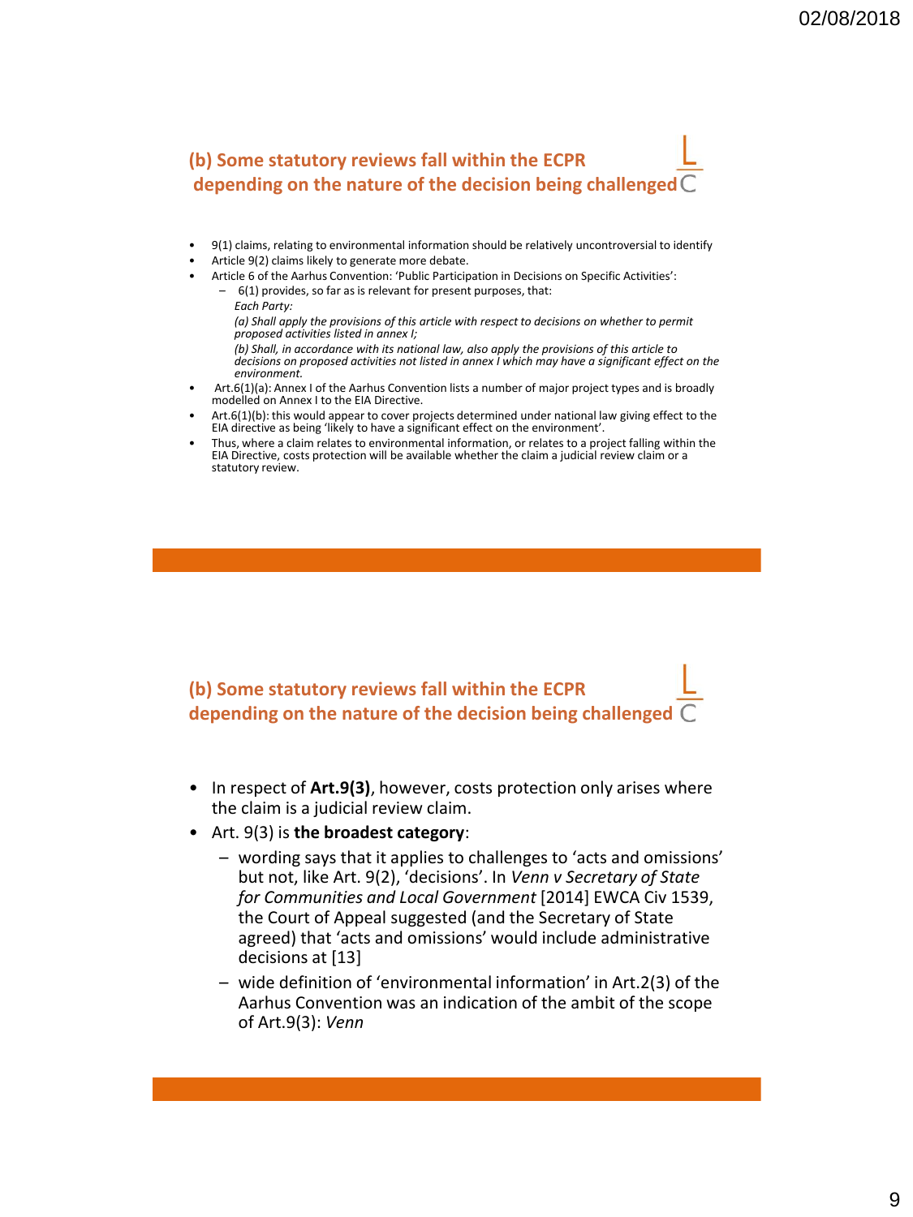## (b) Some statutory reviews fall within the ECPR depending on the nature of the decision being challenged

- 9(1) claims, relating to environmental information should be relatively uncontroversial to identify
- Article 9(2) claims likely to generate more debate.
- Article 6 of the Aarhus Convention: 'Public Participation in Decisions on Specific Activities':
  - 6(1) provides, so far as is relevant for present purposes, that:

    *Each Party:*

    *(a) Shall apply the provisions of this article with respect to decisions on whether to permit proposed activities listed in annex I;*

    *(b) Shall, in accordance with its national law, also apply the provisions of this article to decisions on proposed activities not listed in annex I which may have a significant effect on the environment.*
- Art.6(1)(a): Annex I of the Aarhus Convention lists a number of major project types and is broadly modelled on Annex I to the EIA Directive.
- Art.6(1)(b): this would appear to cover projects determined under national law giving effect to the EIA directive as being 'likely to have a significant effect on the environment'.
- Thus, where a claim relates to environmental information, or relates to a project falling within the EIA Directive, costs protection will be available whether the claim a judicial review claim or a statutory review.

## (b) Some statutory reviews fall within the ECPR depending on the nature of the decision being challenged

- In respect of **Art.9(3)**, however, costs protection only arises where the claim is a judicial review claim.
- Art. 9(3) is **the broadest category**:
  - wording says that it applies to challenges to 'acts and omissions' but not, like Art. 9(2), 'decisions'. In *Venn v Secretary of State for Communities and Local Government* [2014] EWCA Civ 1539, the Court of Appeal suggested (and the Secretary of State agreed) that 'acts and omissions' would include administrative decisions at [13]
  - wide definition of 'environmental information' in Art.2(3) of the Aarhus Convention was an indication of the ambit of the scope of Art.9(3): *Venn*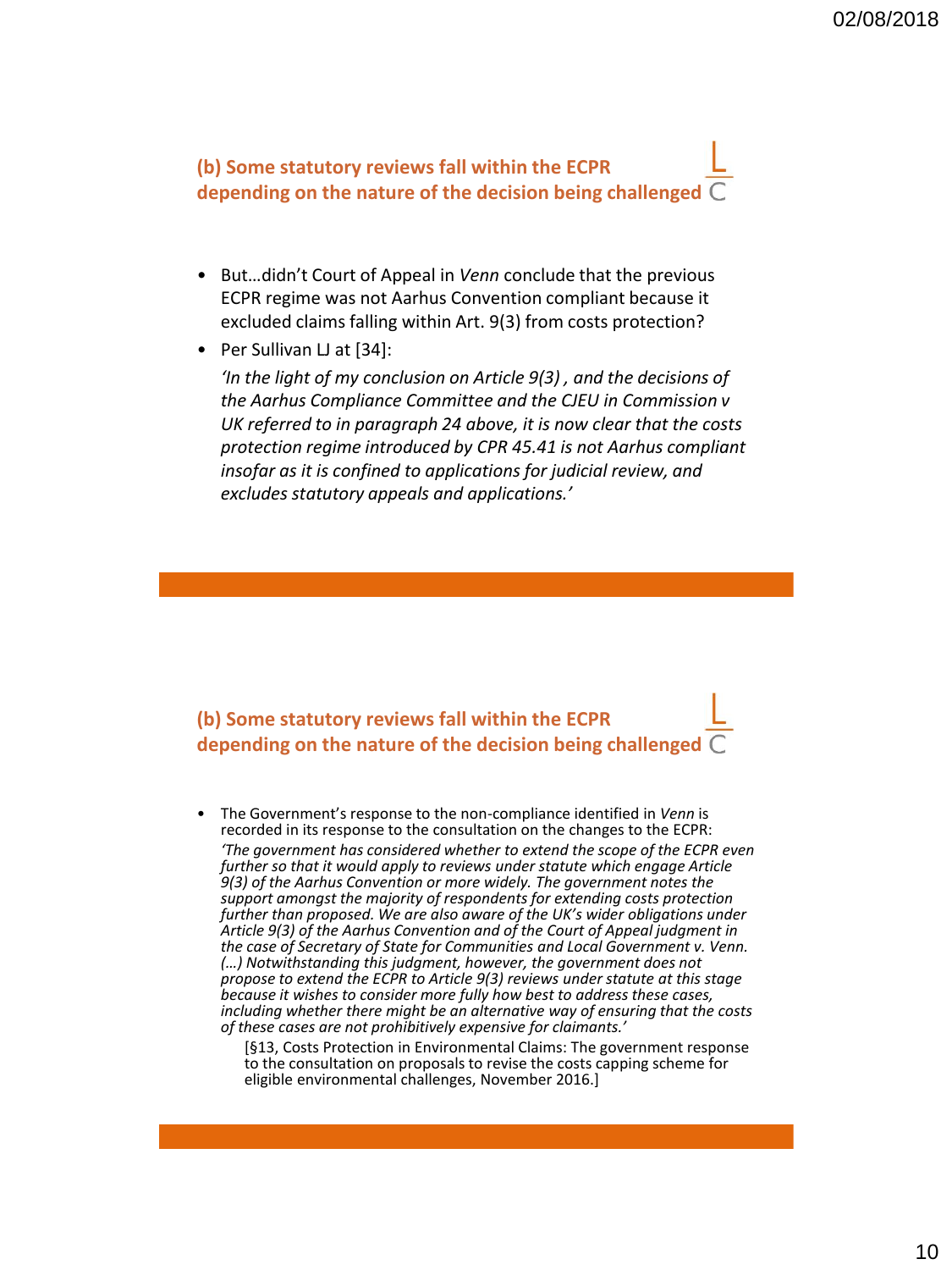### (b) Some statutory reviews fall within the ECPR depending on the nature of the decision being challenged

- But…didn't Court of Appeal in *Venn* conclude that the previous ECPR regime was not Aarhus Convention compliant because it excluded claims falling within Art. 9(3) from costs protection?
- Per Sullivan LJ at [34]:

  *'In the light of my conclusion on Article 9(3) , and the decisions of the Aarhus Compliance Committee and the CJEU in Commission v UK referred to in paragraph 24 above, it is now clear that the costs protection regime introduced by CPR 45.41 is not Aarhus compliant insofar as it is confined to applications for judicial review, and excludes statutory appeals and applications.'*

### (b) Some statutory reviews fall within the ECPR depending on the nature of the decision being challenged

- The Government's response to the non-compliance identified in *Venn* is recorded in its response to the consultation on the changes to the ECPR:

  *'The government has considered whether to extend the scope of the ECPR even further so that it would apply to reviews under statute which engage Article 9(3) of the Aarhus Convention or more widely. The government notes the support amongst the majority of respondents for extending costs protection further than proposed. We are also aware of the UK's wider obligations under Article 9(3) of the Aarhus Convention and of the Court of Appeal judgment in the case of Secretary of State for Communities and Local Government v. Venn. (…) Notwithstanding this judgment, however, the government does not propose to extend the ECPR to Article 9(3) reviews under statute at this stage because it wishes to consider more fully how best to address these cases, including whether there might be an alternative way of ensuring that the costs of these cases are not prohibitively expensive for claimants.'*

  [§13, Costs Protection in Environmental Claims: The government response to the consultation on proposals to revise the costs capping scheme for eligible environmental challenges, November 2016.]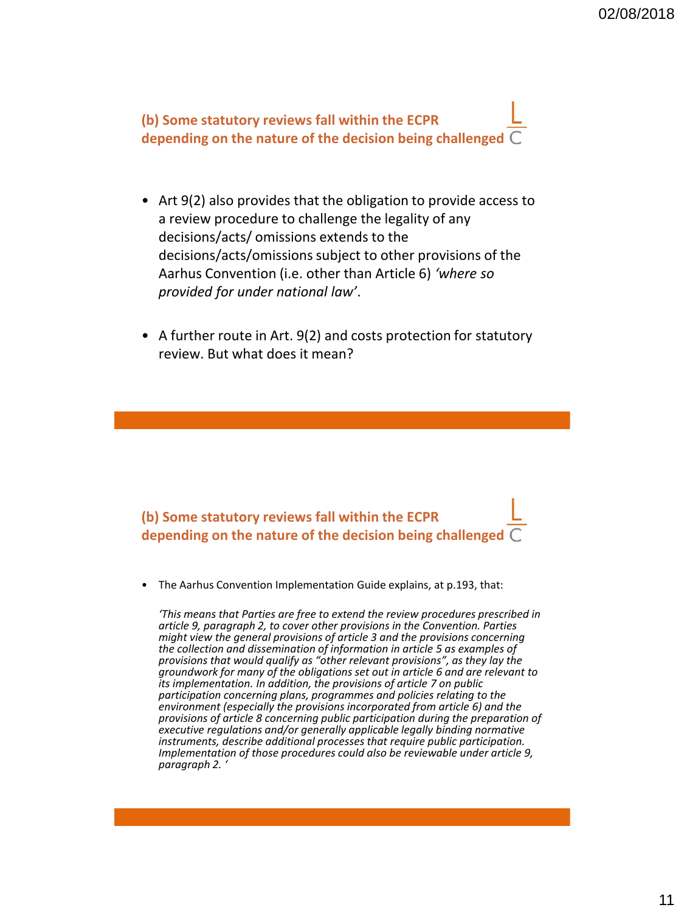### (b) Some statutory reviews fall within the ECPR depending on the nature of the decision being challenged

- Art 9(2) also provides that the obligation to provide access to a review procedure to challenge the legality of any decisions/acts/ omissions extends to the decisions/acts/omissions subject to other provisions of the Aarhus Convention (i.e. other than Article 6) *'where so provided for under national law'*.

- A further route in Art. 9(2) and costs protection for statutory review. But what does it mean?

### (b) Some statutory reviews fall within the ECPR depending on the nature of the decision being challenged

- The Aarhus Convention Implementation Guide explains, at p.193, that:

  *'This means that Parties are free to extend the review procedures prescribed in article 9, paragraph 2, to cover other provisions in the Convention. Parties might view the general provisions of article 3 and the provisions concerning the collection and dissemination of information in article 5 as examples of provisions that would qualify as "other relevant provisions", as they lay the groundwork for many of the obligations set out in article 6 and are relevant to its implementation. In addition, the provisions of article 7 on public participation concerning plans, programmes and policies relating to the environment (especially the provisions incorporated from article 6) and the provisions of article 8 concerning public participation during the preparation of executive regulations and/or generally applicable legally binding normative instruments, describe additional processes that require public participation. Implementation of those procedures could also be reviewable under article 9, paragraph 2. '*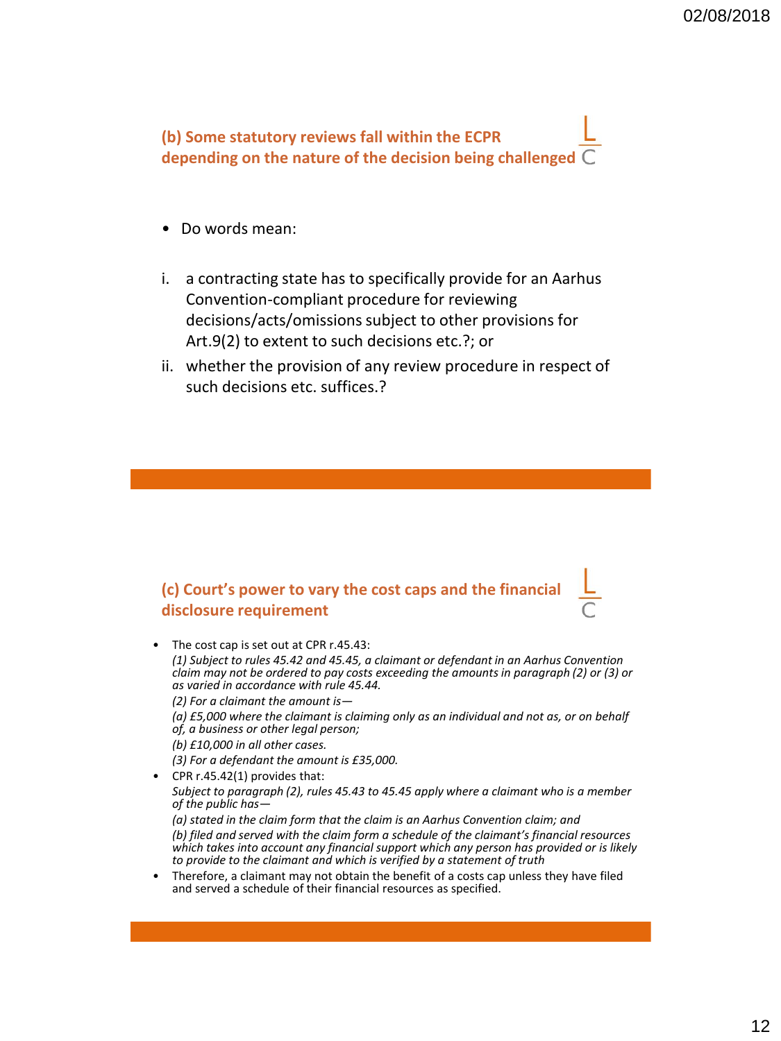## (b) Some statutory reviews fall within the ECPR depending on the nature of the decision being challenged

- Do words mean:

i. a contracting state has to specifically provide for an Aarhus Convention-compliant procedure for reviewing decisions/acts/omissions subject to other provisions for Art.9(2) to extent to such decisions etc.?; or

ii. whether the provision of any review procedure in respect of such decisions etc. suffices.?

## (c) Court's power to vary the cost caps and the financial disclosure requirement

- The cost cap is set out at CPR r.45.43:

  *(1) Subject to rules 45.42 and 45.45, a claimant or defendant in an Aarhus Convention claim may not be ordered to pay costs exceeding the amounts in paragraph (2) or (3) or as varied in accordance with rule 45.44.*

  *(2) For a claimant the amount is—*

  *(a) £5,000 where the claimant is claiming only as an individual and not as, or on behalf of, a business or other legal person;*

  *(b) £10,000 in all other cases.*

  *(3) For a defendant the amount is £35,000.*

- CPR r.45.42(1) provides that:

  *Subject to paragraph (2), rules 45.43 to 45.45 apply where a claimant who is a member of the public has—*

  *(a) stated in the claim form that the claim is an Aarhus Convention claim; and*

  *(b) filed and served with the claim form a schedule of the claimant's financial resources which takes into account any financial support which any person has provided or is likely to provide to the claimant and which is verified by a statement of truth*

- Therefore, a claimant may not obtain the benefit of a costs cap unless they have filed and served a schedule of their financial resources as specified.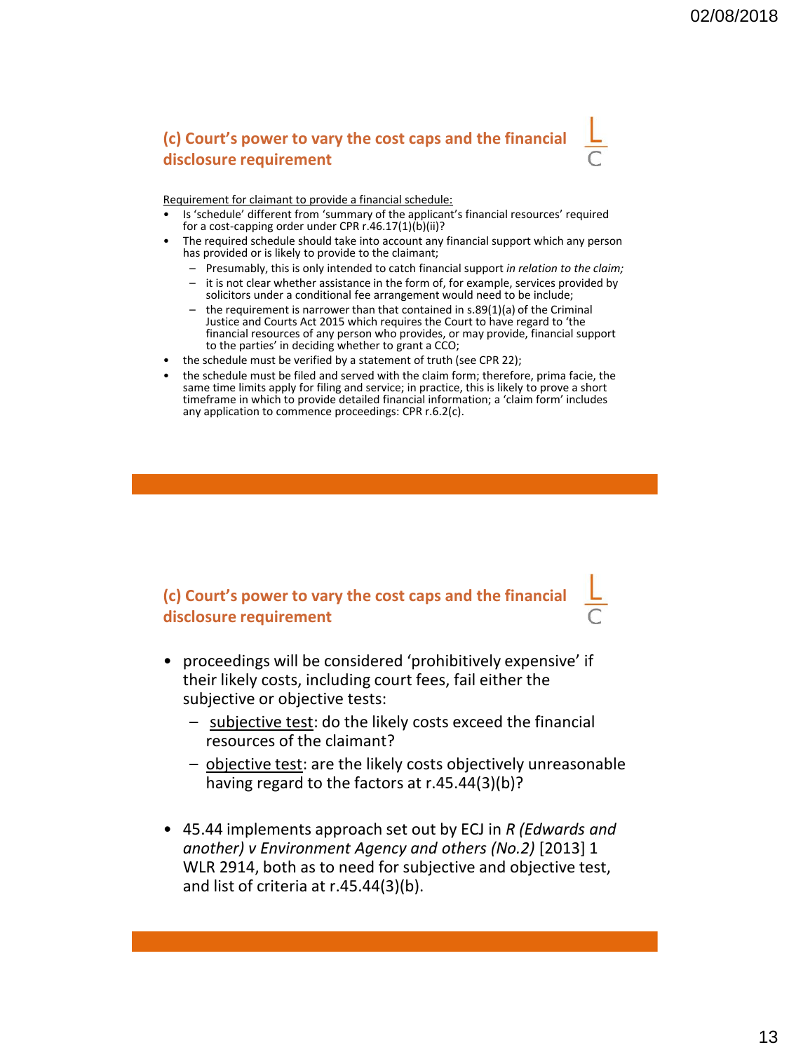## (c) Court's power to vary the cost caps and the financial disclosure requirement

Requirement for claimant to provide a financial schedule:

- Is 'schedule' different from 'summary of the applicant's financial resources' required for a cost-capping order under CPR r.46.17(1)(b)(ii)?
- The required schedule should take into account any financial support which any person has provided or is likely to provide to the claimant;
  - Presumably, this is only intended to catch financial support *in relation to the claim;*
  - it is not clear whether assistance in the form of, for example, services provided by solicitors under a conditional fee arrangement would need to be include;
  - the requirement is narrower than that contained in s.89(1)(a) of the Criminal Justice and Courts Act 2015 which requires the Court to have regard to 'the financial resources of any person who provides, or may provide, financial support to the parties' in deciding whether to grant a CCO;
- the schedule must be verified by a statement of truth (see CPR 22);
- the schedule must be filed and served with the claim form; therefore, prima facie, the same time limits apply for filing and service; in practice, this is likely to prove a short timeframe in which to provide detailed financial information; a 'claim form' includes any application to commence proceedings: CPR r.6.2(c).

## (c) Court's power to vary the cost caps and the financial disclosure requirement

- proceedings will be considered 'prohibitively expensive' if their likely costs, including court fees, fail either the subjective or objective tests:
  - subjective test: do the likely costs exceed the financial resources of the claimant?
  - objective test: are the likely costs objectively unreasonable having regard to the factors at r.45.44(3)(b)?
- 45.44 implements approach set out by ECJ in *R (Edwards and another) v Environment Agency and others (No.2)* [2013] 1 WLR 2914, both as to need for subjective and objective test, and list of criteria at r.45.44(3)(b).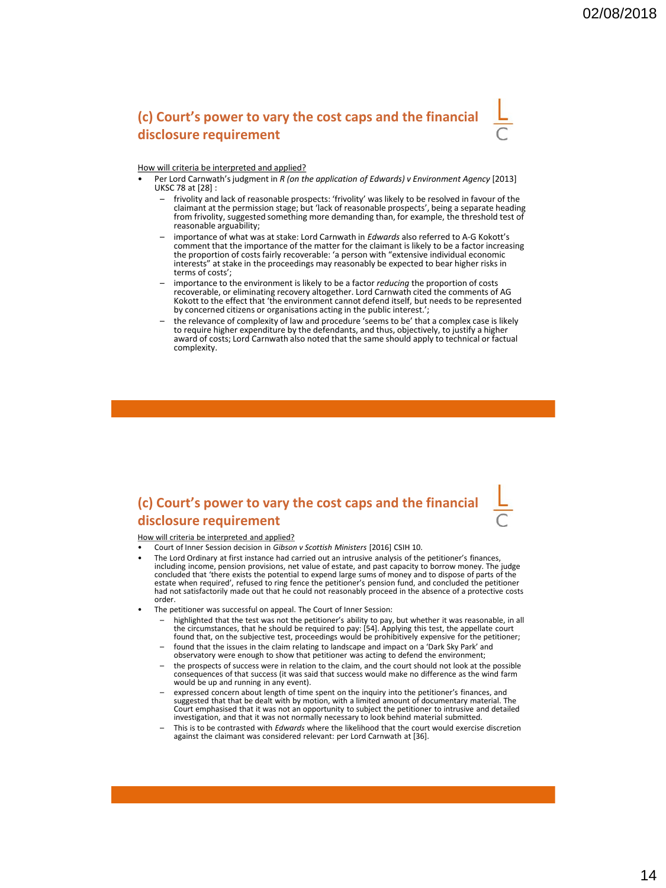## (c) Court's power to vary the cost caps and the financial disclosure requirement

How will criteria be interpreted and applied?

- Per Lord Carnwath's judgment in *R (on the application of Edwards) v Environment Agency* [2013] UKSC 78 at [28] :
  - frivolity and lack of reasonable prospects: 'frivolity' was likely to be resolved in favour of the claimant at the permission stage; but 'lack of reasonable prospects', being a separate heading from frivolity, suggested something more demanding than, for example, the threshold test of reasonable arguability;
  - importance of what was at stake: Lord Carnwath in *Edwards* also referred to A-G Kokott's comment that the importance of the matter for the claimant is likely to be a factor increasing the proportion of costs fairly recoverable: 'a person with "extensive individual economic interests" at stake in the proceedings may reasonably be expected to bear higher risks in terms of costs';
  - importance to the environment is likely to be a factor *reducing* the proportion of costs recoverable, or eliminating recovery altogether. Lord Carnwath cited the comments of AG Kokott to the effect that 'the environment cannot defend itself, but needs to be represented by concerned citizens or organisations acting in the public interest.';
  - the relevance of complexity of law and procedure 'seems to be' that a complex case is likely to require higher expenditure by the defendants, and thus, objectively, to justify a higher award of costs; Lord Carnwath also noted that the same should apply to technical or factual complexity.

## (c) Court's power to vary the cost caps and the financial disclosure requirement

How will criteria be interpreted and applied?

- Court of Inner Session decision in *Gibson v Scottish Ministers* [2016] CSIH 10.
- The Lord Ordinary at first instance had carried out an intrusive analysis of the petitioner's finances, including income, pension provisions, net value of estate, and past capacity to borrow money. The judge concluded that 'there exists the potential to expend large sums of money and to dispose of parts of the estate when required', refused to ring fence the petitioner's pension fund, and concluded the petitioner had not satisfactorily made out that he could not reasonably proceed in the absence of a protective costs order.
- The petitioner was successful on appeal. The Court of Inner Session:
  - highlighted that the test was not the petitioner's ability to pay, but whether it was reasonable, in all the circumstances, that he should be required to pay: [54]. Applying this test, the appellate court found that, on the subjective test, proceedings would be prohibitively expensive for the petitioner;
  - found that the issues in the claim relating to landscape and impact on a 'Dark Sky Park' and observatory were enough to show that petitioner was acting to defend the environment;
  - the prospects of success were in relation to the claim, and the court should not look at the possible consequences of that success (it was said that success would make no difference as the wind farm would be up and running in any event).
  - expressed concern about length of time spent on the inquiry into the petitioner's finances, and suggested that that be dealt with by motion, with a limited amount of documentary material. The Court emphasised that it was not an opportunity to subject the petitioner to intrusive and detailed investigation, and that it was not normally necessary to look behind material submitted.
  - This is to be contrasted with *Edwards* where the likelihood that the court would exercise discretion against the claimant was considered relevant: per Lord Carnwath at [36].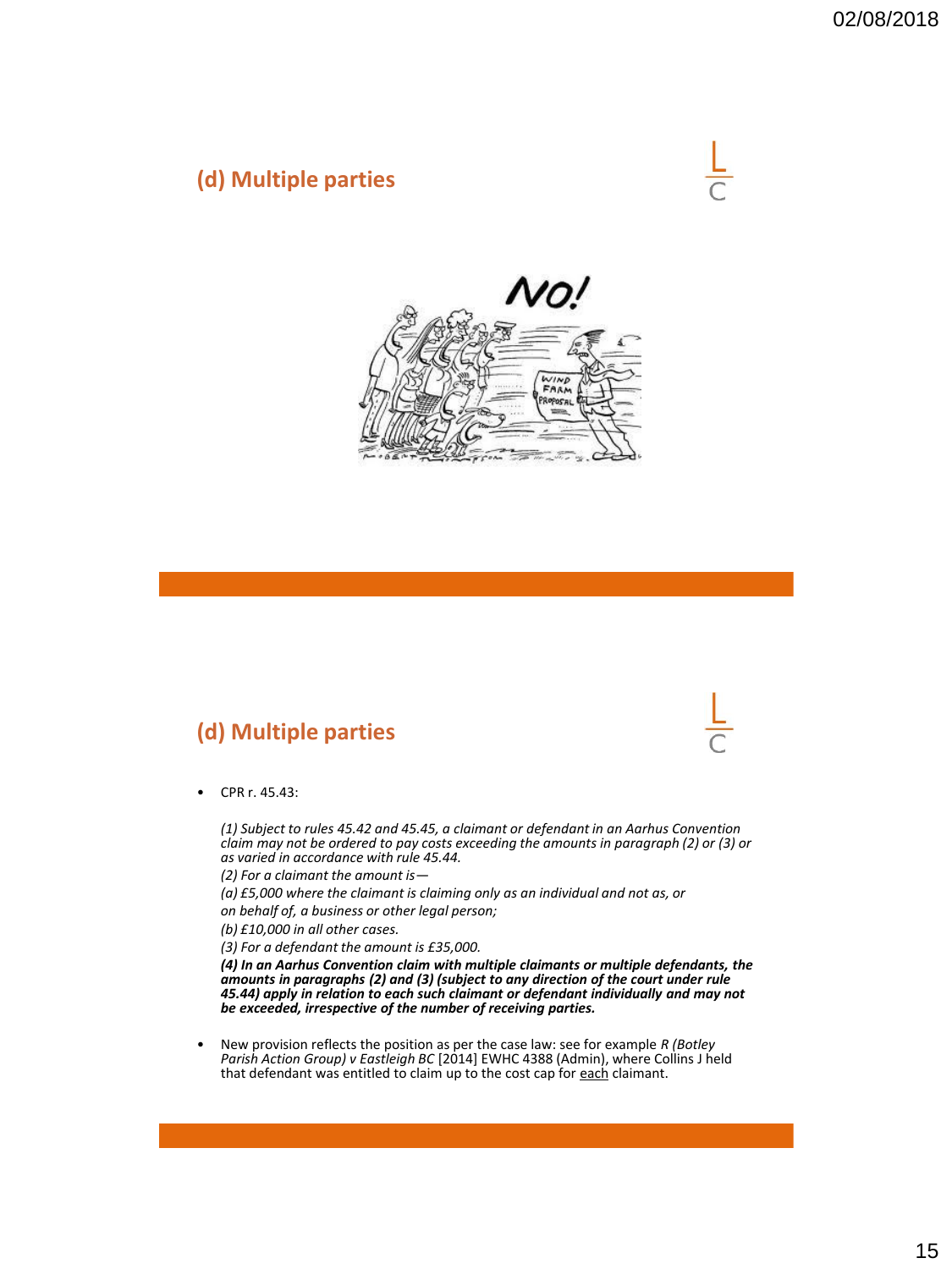## (d) Multiple parties

## (d) Multiple parties

- CPR r. 45.43:

  *(1) Subject to rules 45.42 and 45.45, a claimant or defendant in an Aarhus Convention claim may not be ordered to pay costs exceeding the amounts in paragraph (2) or (3) or as varied in accordance with rule 45.44.*

  *(2) For a claimant the amount is—*

  *(a) £5,000 where the claimant is claiming only as an individual and not as, or on behalf of, a business or other legal person;*

  *(b) £10,000 in all other cases.*

  *(3) For a defendant the amount is £35,000.*

  ***(4) In an Aarhus Convention claim with multiple claimants or multiple defendants, the amounts in paragraphs (2) and (3) (subject to any direction of the court under rule 45.44) apply in relation to each such claimant or defendant individually and may not be exceeded, irrespective of the number of receiving parties.***

- New provision reflects the position as per the case law: see for example *R (Botley Parish Action Group) v Eastleigh BC* [2014] EWHC 4388 (Admin), where Collins J held that defendant was entitled to claim up to the cost cap for <u>each</u> claimant.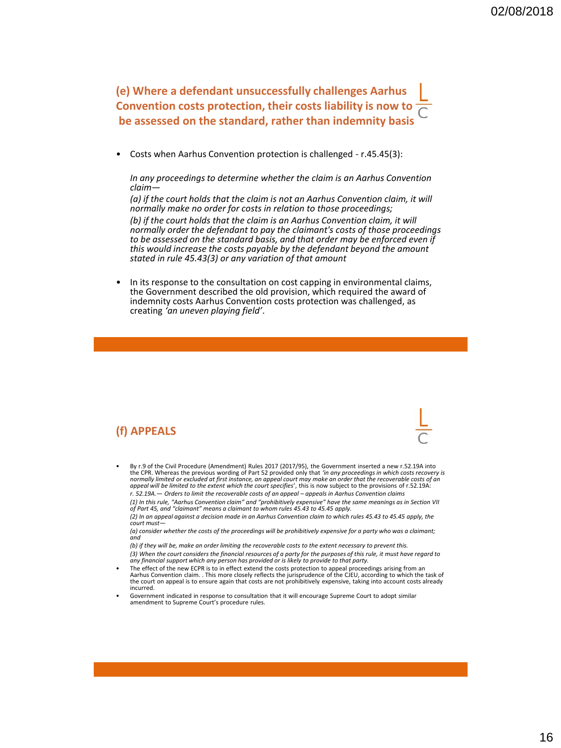## (e) Where a defendant unsuccessfully challenges Aarhus Convention costs protection, their costs liability is now to be assessed on the standard, rather than indemnity basis

- Costs when Aarhus Convention protection is challenged - r.45.45(3):

  *In any proceedings to determine whether the claim is an Aarhus Convention claim—*

  *(a) if the court holds that the claim is not an Aarhus Convention claim, it will normally make no order for costs in relation to those proceedings;*

  *(b) if the court holds that the claim is an Aarhus Convention claim, it will normally order the defendant to pay the claimant's costs of those proceedings to be assessed on the standard basis, and that order may be enforced even if this would increase the costs payable by the defendant beyond the amount stated in rule 45.43(3) or any variation of that amount*

- In its response to the consultation on cost capping in environmental claims, the Government described the old provision, which required the award of indemnity costs Aarhus Convention costs protection was challenged, as creating *'an uneven playing field'*.

## (f) APPEALS

- By r.9 of the Civil Procedure (Amendment) Rules 2017 (2017/95), the Government inserted a new r.52.19A into the CPR. Whereas the previous wording of Part 52 provided only that *'in any proceedings in which costs recovery is normally limited or excluded at first instance, an appeal court may make an order that the recoverable costs of an appeal will be limited to the extent which the court specifies'*, this is now subject to the provisions of r.52.19A:

  *r. 52.19A.— Orders to limit the recoverable costs of an appeal – appeals in Aarhus Convention claims*

  *(1) In this rule, "Aarhus Convention claim" and "prohibitively expensive" have the same meanings as in Section VII of Part 45, and "claimant" means a claimant to whom rules 45.43 to 45.45 apply.*

  *(2) In an appeal against a decision made in an Aarhus Convention claim to which rules 45.43 to 45.45 apply, the court must—*

  *(a) consider whether the costs of the proceedings will be prohibitively expensive for a party who was a claimant; and*

  *(b) if they will be, make an order limiting the recoverable costs to the extent necessary to prevent this.*

  *(3) When the court considers the financial resources of a party for the purposes of this rule, it must have regard to any financial support which any person has provided or is likely to provide to that party.*

- The effect of the new ECPR is to in effect extend the costs protection to appeal proceedings arising from an Aarhus Convention claim. . This more closely reflects the jurisprudence of the CJEU, according to which the task of the court on appeal is to ensure again that costs are not prohibitively expensive, taking into account costs already incurred.
- Government indicated in response to consultation that it will encourage Supreme Court to adopt similar amendment to Supreme Court's procedure rules.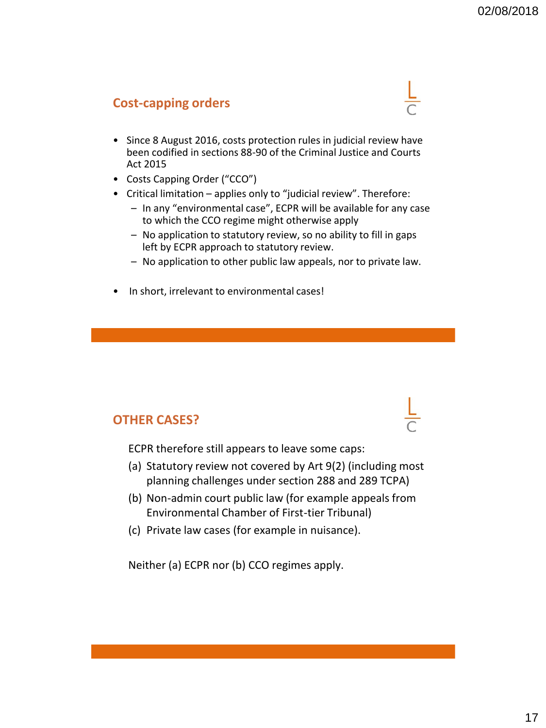## Cost-capping orders

- Since 8 August 2016, costs protection rules in judicial review have been codified in sections 88-90 of the Criminal Justice and Courts Act 2015
- Costs Capping Order ("CCO")
- Critical limitation – applies only to "judicial review". Therefore:
  - In any "environmental case", ECPR will be available for any case to which the CCO regime might otherwise apply
  - No application to statutory review, so no ability to fill in gaps left by ECPR approach to statutory review.
  - No application to other public law appeals, nor to private law.

- In short, irrelevant to environmental cases!

## OTHER CASES?

ECPR therefore still appears to leave some caps:

(a) Statutory review not covered by Art 9(2) (including most planning challenges under section 288 and 289 TCPA)

(b) Non-admin court public law (for example appeals from Environmental Chamber of First-tier Tribunal)

(c) Private law cases (for example in nuisance).

Neither (a) ECPR nor (b) CCO regimes apply.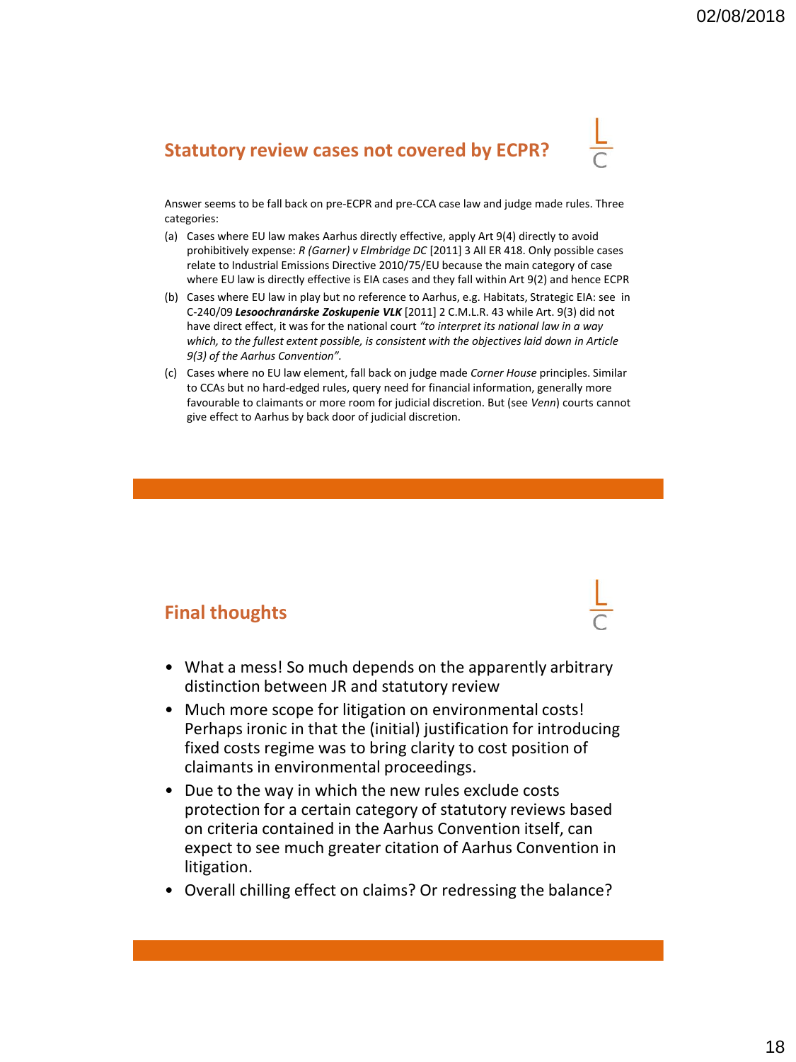## Statutory review cases not covered by ECPR?

Answer seems to be fall back on pre-ECPR and pre-CCA case law and judge made rules. Three categories:

(a) Cases where EU law makes Aarhus directly effective, apply Art 9(4) directly to avoid prohibitively expense: *R (Garner) v Elmbridge DC* [2011] 3 All ER 418. Only possible cases relate to Industrial Emissions Directive 2010/75/EU because the main category of case where EU law is directly effective is EIA cases and they fall within Art 9(2) and hence ECPR

(b) Cases where EU law in play but no reference to Aarhus, e.g. Habitats, Strategic EIA: see in C-240/09 ***Lesoochranárske Zoskupenie VLK*** [2011] 2 C.M.L.R. 43 while Art. 9(3) did not have direct effect, it was for the national court *"to interpret its national law in a way which, to the fullest extent possible, is consistent with the objectives laid down in Article 9(3) of the Aarhus Convention".*

(c) Cases where no EU law element, fall back on judge made *Corner House* principles. Similar to CCAs but no hard-edged rules, query need for financial information, generally more favourable to claimants or more room for judicial discretion. But (see *Venn*) courts cannot give effect to Aarhus by back door of judicial discretion.

## Final thoughts

- What a mess! So much depends on the apparently arbitrary distinction between JR and statutory review
- Much more scope for litigation on environmental costs! Perhaps ironic in that the (initial) justification for introducing fixed costs regime was to bring clarity to cost position of claimants in environmental proceedings.
- Due to the way in which the new rules exclude costs protection for a certain category of statutory reviews based on criteria contained in the Aarhus Convention itself, can expect to see much greater citation of Aarhus Convention in litigation.
- Overall chilling effect on claims? Or redressing the balance?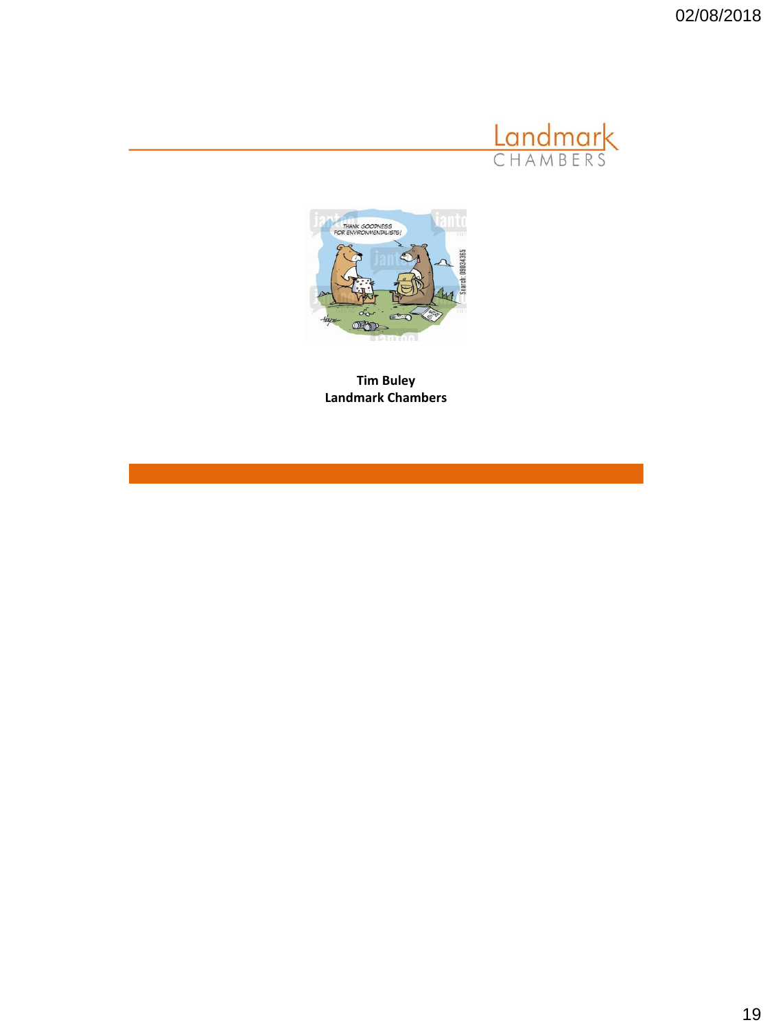Landmark
CHAMBERS

**Tim Buley**
**Landmark Chambers**